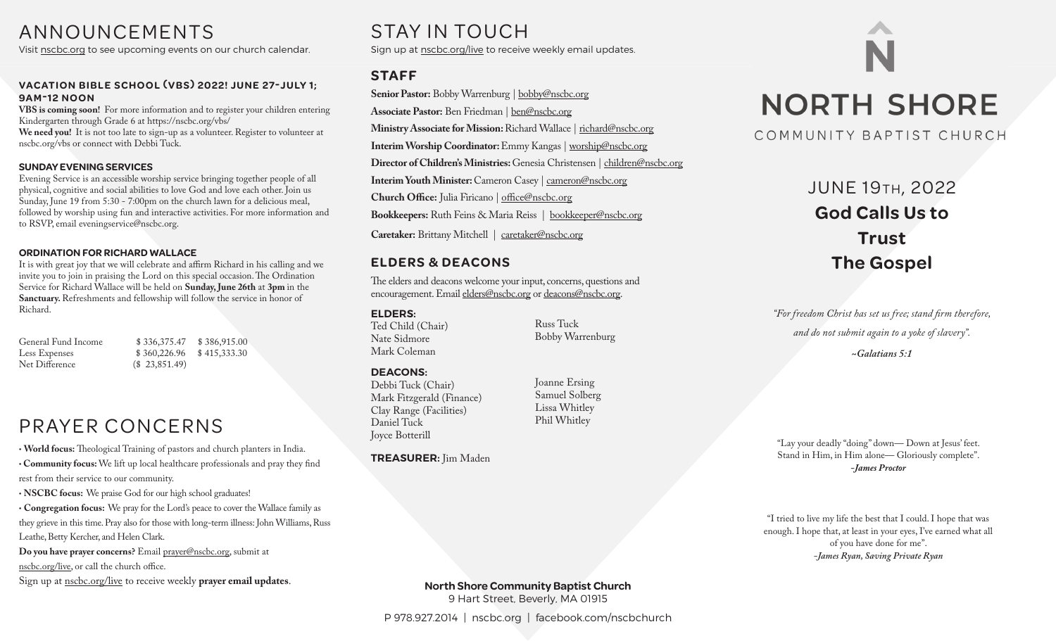# ANNOUNCEMENTS

Visit nscbc.org to see upcoming events on our church calendar.

### VACATION BIBLE SCHOOL (VBS) 2022! JUNE 27-JULY 1; 9AM-12 NOON

**VBS is coming soon!** For more information and to register your children entering Kindergarten through Grade 6 at https://nscbc.org/vbs/

**We need you!** It is not too late to sign-up as a volunteer. Register to volunteer at nscbc.org/vbs or connect with Debbi Tuck.

### SUNDAY EVENING SERVICES

Evening Service is an accessible worship service bringing together people of all physical, cognitive and social abilities to love God and love each other. Join us Sunday, June 19 from 5:30 - 7:00pm on the church lawn for a delicious meal, followed by worship using fun and interactive activities. For more information and to RSVP, email eveningservice@nscbc.org.

### ORDINATION FOR RICHARD WALLACE

It is with great joy that we will celebrate and affirm Richard in his calling and we invite you to join in praising the Lord on this special occasion. The Ordination Service for Richard Wallace will be held on **Sunday, June 26th** at **3pm** in the **Sanctuary.** Refreshments and fellowship will follow the service in honor of Richard.

| | | |
|---|---|---|
| General Fund Income | $ 336,375.47 | $ 386,915.00 |
| Less Expenses | $ 360,226.96 | $ 415,333.30 |
| Net Difference | ($ 23,851.49) | |

# PRAYER CONCERNS

- **World focus:** Theological Training of pastors and church planters in India.
- **Community focus:** We lift up local healthcare professionals and pray they find rest from their service to our community.
- **NSCBC focus:** We praise God for our high school graduates!
- **Congregation focus:** We pray for the Lord's peace to cover the Wallace family as they grieve in this time. Pray also for those with long-term illness: John Williams, Russ Leathe, Betty Kercher, and Helen Clark.

**Do you have prayer concerns?** Email prayer@nscbc.org, submit at nscbc.org/live, or call the church office.

Sign up at nscbc.org/live to receive weekly **prayer email updates**.

# STAY IN TOUCH

Sign up at nscbc.org/live to receive weekly email updates.

## STAFF

**Senior Pastor:** Bobby Warrenburg | bobby@nscbc.org
**Associate Pastor:** Ben Friedman | ben@nscbc.org
**Ministry Associate for Mission:** Richard Wallace | richard@nscbc.org
**Interim Worship Coordinator:** Emmy Kangas | worship@nscbc.org
**Director of Children's Ministries:** Genesia Christensen | children@nscbc.org
**Interim Youth Minister:** Cameron Casey | cameron@nscbc.org
**Church Office:** Julia Firicano | office@nscbc.org
**Bookkeepers:** Ruth Feins & Maria Reiss | bookkeeper@nscbc.org
**Caretaker:** Brittany Mitchell | caretaker@nscbc.org

## ELDERS & DEACONS

The elders and deacons welcome your input, concerns, questions and encouragement. Email elders@nscbc.org or deacons@nscbc.org.

### ELDERS:

Ted Child (Chair)
Nate Sidmore
Mark Coleman
Russ Tuck
Bobby Warrenburg

### DEACONS:

Debbi Tuck (Chair)
Mark Fitzgerald (Finance)
Clay Range (Facilities)
Daniel Tuck
Joyce Botterill
Joanne Ersing
Samuel Solberg
Lissa Whitley
Phil Whitley

**TREASURER:** Jim Maden

**North Shore Community Baptist Church**
9 Hart Street, Beverly, MA 01915
P 978.927.2014 | nscbc.org | facebook.com/nscbchurch

# NORTH SHORE

COMMUNITY BAPTIST CHURCH

## JUNE 19TH, 2022

## God Calls Us to Trust The Gospel

*"For freedom Christ has set us free; stand firm therefore, and do not submit again to a yoke of slavery".*

***~Galatians 5:1***

"Lay your deadly "doing" down— Down at Jesus' feet. Stand in Him, in Him alone— Gloriously complete".
***-James Proctor***

"I tried to live my life the best that I could. I hope that was enough. I hope that, at least in your eyes, I've earned what all of you have done for me".
***-James Ryan, Saving Private Ryan***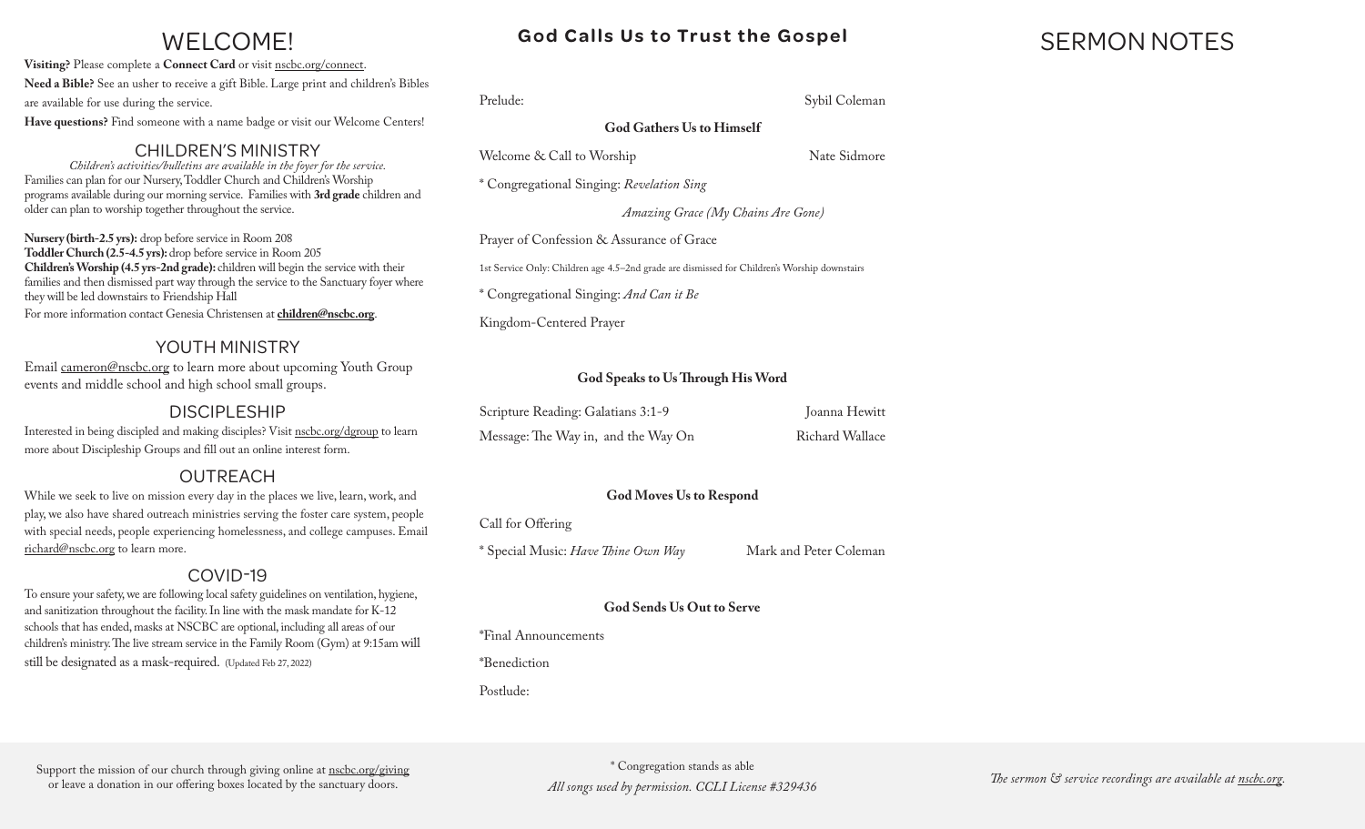# WELCOME!

**Visiting?** Please complete a **Connect Card** or visit nscbc.org/connect.

**Need a Bible?** See an usher to receive a gift Bible. Large print and children's Bibles are available for use during the service.

**Have questions?** Find someone with a name badge or visit our Welcome Centers!

## CHILDREN'S MINISTRY

*Children's activities/bulletins are available in the foyer for the service.*

Families can plan for our Nursery, Toddler Church and Children's Worship programs available during our morning service. Families with **3rd grade** children and older can plan to worship together throughout the service.

**Nursery (birth-2.5 yrs):** drop before service in Room 208
**Toddler Church (2.5-4.5 yrs):** drop before service in Room 205
**Children's Worship (4.5 yrs-2nd grade):** children will begin the service with their families and then dismissed part way through the service to the Sanctuary foyer where they will be led downstairs to Friendship Hall
For more information contact Genesia Christensen at **children@nscbc.org**.

## YOUTH MINISTRY

Email cameron@nscbc.org to learn more about upcoming Youth Group events and middle school and high school small groups.

## DISCIPLESHIP

Interested in being discipled and making disciples? Visit nscbc.org/dgroup to learn more about Discipleship Groups and fill out an online interest form.

## OUTREACH

While we seek to live on mission every day in the places we live, learn, work, and play, we also have shared outreach ministries serving the foster care system, people with special needs, people experiencing homelessness, and college campuses. Email richard@nscbc.org to learn more.

## COVID-19

To ensure your safety, we are following local safety guidelines on ventilation, hygiene, and sanitization throughout the facility. In line with the mask mandate for K-12 schools that has ended, masks at NSCBC are optional, including all areas of our children's ministry. The live stream service in the Family Room (Gym) at 9:15am will still be designated as a mask-required. (Updated Feb 27, 2022)

Support the mission of our church through giving online at nscbc.org/giving or leave a donation in our offering boxes located by the sanctuary doors.

# God Calls Us to Trust the Gospel

Prelude: Sybil Coleman

**God Gathers Us to Himself**

Welcome & Call to Worship — Nate Sidmore

* Congregational Singing: *Revelation Sing*

*Amazing Grace (My Chains Are Gone)*

Prayer of Confession & Assurance of Grace

1st Service Only: Children age 4.5–2nd grade are dismissed for Children's Worship downstairs

* Congregational Singing: *And Can it Be*

Kingdom-Centered Prayer

**God Speaks to Us Through His Word**

Scripture Reading: Galatians 3:1-9 — Joanna Hewitt

Message: The Way in, and the Way On — Richard Wallace

**God Moves Us to Respond**

Call for Offering

* Special Music: *Have Thine Own Way* — Mark and Peter Coleman

**God Sends Us Out to Serve**

*Final Announcements

*Benediction

Postlude:

\* Congregation stands as able

*All songs used by permission. CCLI License #329436*

# SERMON NOTES

*The sermon & service recordings are available at nscbc.org.*